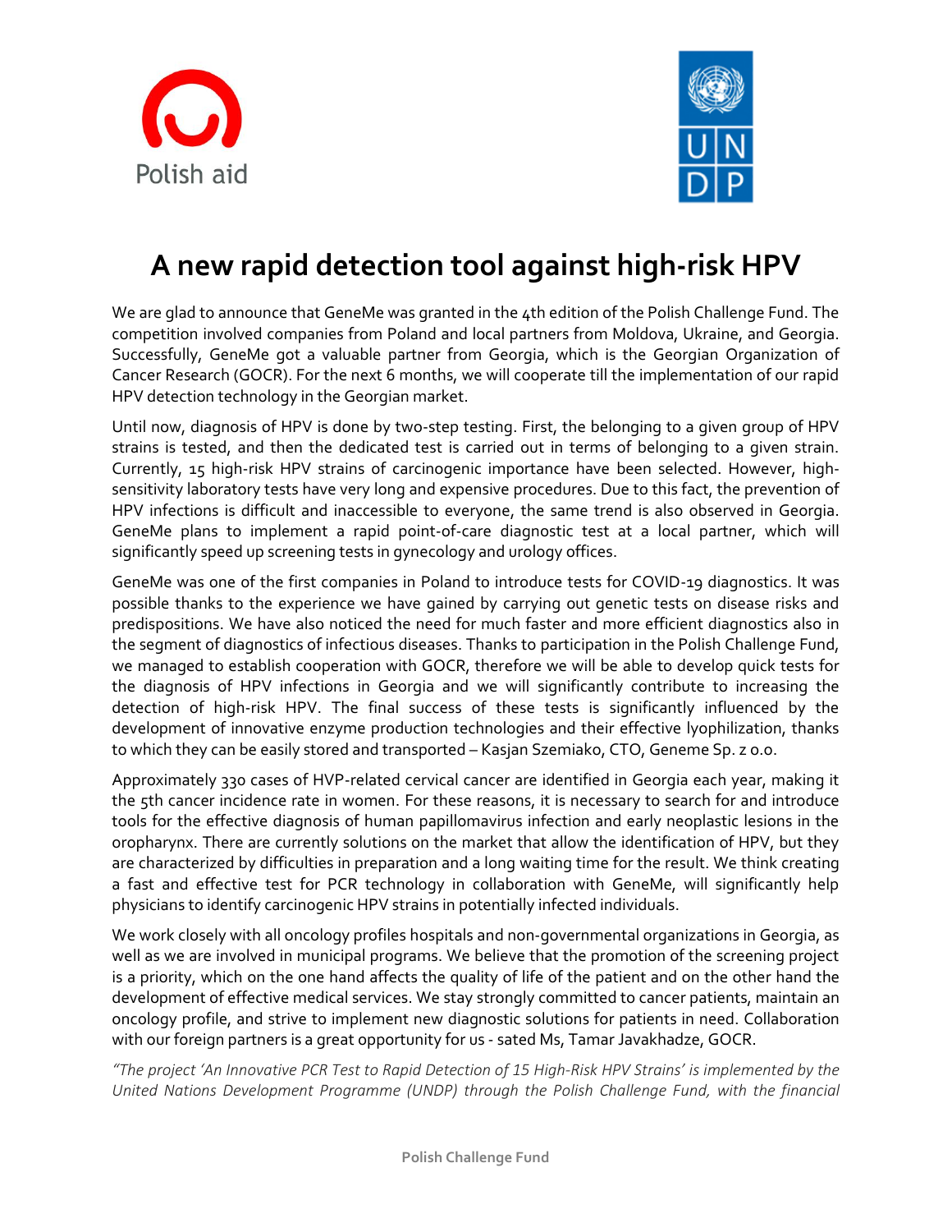# A new rapid detection tool against high-risk HPV

We are glad to announce that GeneMe was granted in the 4th edition of the Polish Challenge Fund. The competition involved companies from Poland and local partners from Moldova, Ukraine, and Georgia. Successfully, GeneMe got a valuable partner from Georgia, which is the Georgian Organization of Cancer Research (GOCR). For the next 6 months, we will cooperate till the implementation of our rapid HPV detection technology in the Georgian market.

Until now, diagnosis of HPV is done by two-step testing. First, the belonging to a given group of HPV strains is tested, and then the dedicated test is carried out in terms of belonging to a given strain. Currently, 15 high-risk HPV strains of carcinogenic importance have been selected. However, high-sensitivity laboratory tests have very long and expensive procedures. Due to this fact, the prevention of HPV infections is difficult and inaccessible to everyone, the same trend is also observed in Georgia. GeneMe plans to implement a rapid point-of-care diagnostic test at a local partner, which will significantly speed up screening tests in gynecology and urology offices.

GeneMe was one of the first companies in Poland to introduce tests for COVID-19 diagnostics. It was possible thanks to the experience we have gained by carrying out genetic tests on disease risks and predispositions. We have also noticed the need for much faster and more efficient diagnostics also in the segment of diagnostics of infectious diseases. Thanks to participation in the Polish Challenge Fund, we managed to establish cooperation with GOCR, therefore we will be able to develop quick tests for the diagnosis of HPV infections in Georgia and we will significantly contribute to increasing the detection of high-risk HPV. The final success of these tests is significantly influenced by the development of innovative enzyme production technologies and their effective lyophilization, thanks to which they can be easily stored and transported – Kasjan Szemiako, CTO, Geneme Sp. z o.o.

Approximately 330 cases of HVP-related cervical cancer are identified in Georgia each year, making it the 5th cancer incidence rate in women. For these reasons, it is necessary to search for and introduce tools for the effective diagnosis of human papillomavirus infection and early neoplastic lesions in the oropharynx. There are currently solutions on the market that allow the identification of HPV, but they are characterized by difficulties in preparation and a long waiting time for the result. We think creating a fast and effective test for PCR technology in collaboration with GeneMe, will significantly help physicians to identify carcinogenic HPV strains in potentially infected individuals.

We work closely with all oncology profiles hospitals and non-governmental organizations in Georgia, as well as we are involved in municipal programs. We believe that the promotion of the screening project is a priority, which on the one hand affects the quality of life of the patient and on the other hand the development of effective medical services. We stay strongly committed to cancer patients, maintain an oncology profile, and strive to implement new diagnostic solutions for patients in need. Collaboration with our foreign partners is a great opportunity for us - sated Ms, Tamar Javakhadze, GOCR.

*"The project 'An Innovative PCR Test to Rapid Detection of 15 High-Risk HPV Strains' is implemented by the United Nations Development Programme (UNDP) through the Polish Challenge Fund, with the financial*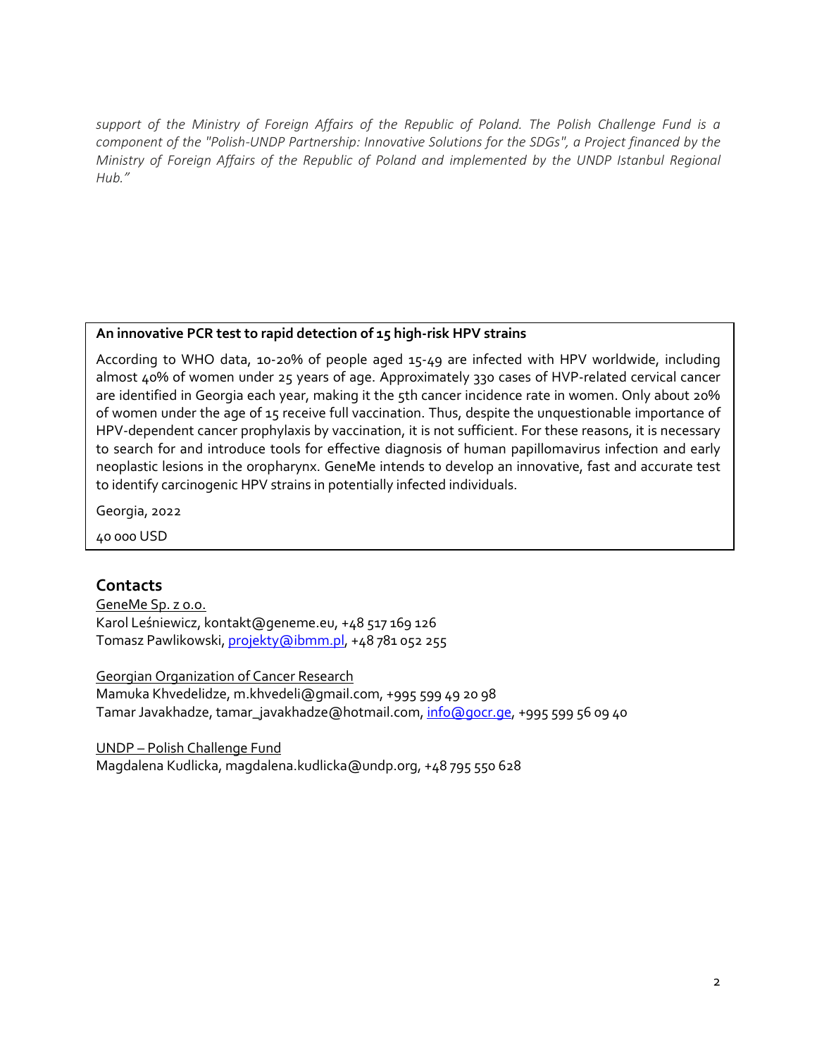*support of the Ministry of Foreign Affairs of the Republic of Poland. The Polish Challenge Fund is a component of the "Polish-UNDP Partnership: Innovative Solutions for the SDGs", a Project financed by the Ministry of Foreign Affairs of the Republic of Poland and implemented by the UNDP Istanbul Regional Hub."*

**An innovative PCR test to rapid detection of 15 high-risk HPV strains**

According to WHO data, 10-20% of people aged 15-49 are infected with HPV worldwide, including almost 40% of women under 25 years of age. Approximately 330 cases of HVP-related cervical cancer are identified in Georgia each year, making it the 5th cancer incidence rate in women. Only about 20% of women under the age of 15 receive full vaccination. Thus, despite the unquestionable importance of HPV-dependent cancer prophylaxis by vaccination, it is not sufficient. For these reasons, it is necessary to search for and introduce tools for effective diagnosis of human papillomavirus infection and early neoplastic lesions in the oropharynx. GeneMe intends to develop an innovative, fast and accurate test to identify carcinogenic HPV strains in potentially infected individuals.

Georgia, 2022

40 000 USD

## Contacts

GeneMe Sp. z o.o.
Karol Leśniewicz, kontakt@geneme.eu, +48 517 169 126
Tomasz Pawlikowski, projekty@ibmm.pl, +48 781 052 255

Georgian Organization of Cancer Research
Mamuka Khvedelidze, m.khvedeli@gmail.com, +995 599 49 20 98
Tamar Javakhadze, tamar_javakhadze@hotmail.com, info@gocr.ge, +995 599 56 09 40

UNDP – Polish Challenge Fund
Magdalena Kudlicka, magdalena.kudlicka@undp.org, +48 795 550 628